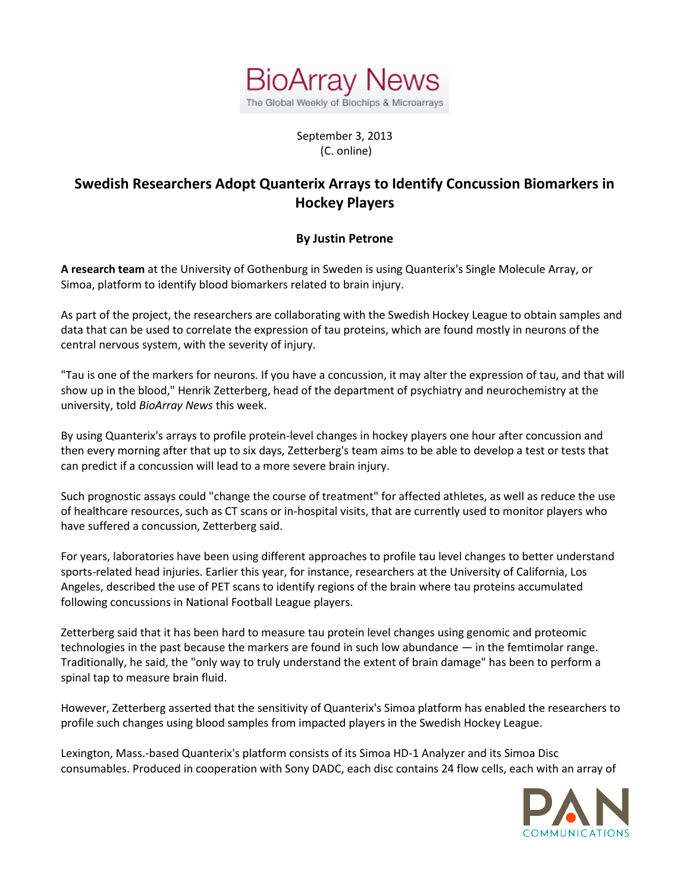BioArray News

The Global Weekly of Biochips & Microarrays

September 3, 2013
(C. online)

# Swedish Researchers Adopt Quanterix Arrays to Identify Concussion Biomarkers in Hockey Players

**By Justin Petrone**

**A research team** at the University of Gothenburg in Sweden is using Quanterix's Single Molecule Array, or Simoa, platform to identify blood biomarkers related to brain injury.

As part of the project, the researchers are collaborating with the Swedish Hockey League to obtain samples and data that can be used to correlate the expression of tau proteins, which are found mostly in neurons of the central nervous system, with the severity of injury.

"Tau is one of the markers for neurons. If you have a concussion, it may alter the expression of tau, and that will show up in the blood," Henrik Zetterberg, head of the department of psychiatry and neurochemistry at the university, told *BioArray News* this week.

By using Quanterix's arrays to profile protein-level changes in hockey players one hour after concussion and then every morning after that up to six days, Zetterberg's team aims to be able to develop a test or tests that can predict if a concussion will lead to a more severe brain injury.

Such prognostic assays could "change the course of treatment" for affected athletes, as well as reduce the use of healthcare resources, such as CT scans or in-hospital visits, that are currently used to monitor players who have suffered a concussion, Zetterberg said.

For years, laboratories have been using different approaches to profile tau level changes to better understand sports-related head injuries. Earlier this year, for instance, researchers at the University of California, Los Angeles, described the use of PET scans to identify regions of the brain where tau proteins accumulated following concussions in National Football League players.

Zetterberg said that it has been hard to measure tau protein level changes using genomic and proteomic technologies in the past because the markers are found in such low abundance — in the femtimolar range. Traditionally, he said, the "only way to truly understand the extent of brain damage" has been to perform a spinal tap to measure brain fluid.

However, Zetterberg asserted that the sensitivity of Quanterix's Simoa platform has enabled the researchers to profile such changes using blood samples from impacted players in the Swedish Hockey League.

Lexington, Mass.-based Quanterix's platform consists of its Simoa HD-1 Analyzer and its Simoa Disc consumables. Produced in cooperation with Sony DADC, each disc contains 24 flow cells, each with an array of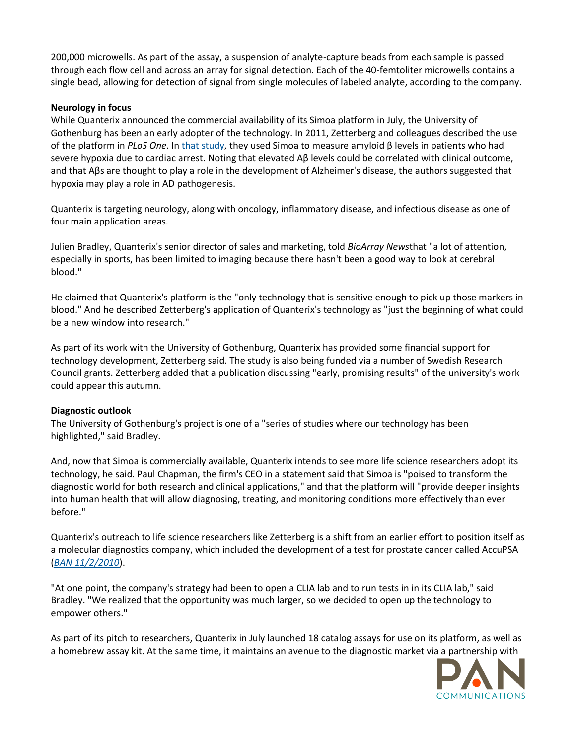200,000 microwells. As part of the assay, a suspension of analyte-capture beads from each sample is passed through each flow cell and across an array for signal detection. Each of the 40-femtoliter microwells contains a single bead, allowing for detection of signal from single molecules of labeled analyte, according to the company.

**Neurology in focus**

While Quanterix announced the commercial availability of its Simoa platform in July, the University of Gothenburg has been an early adopter of the technology. In 2011, Zetterberg and colleagues described the use of the platform in *PLoS One*. In that study, they used Simoa to measure amyloid β levels in patients who had severe hypoxia due to cardiac arrest. Noting that elevated Aβ levels could be correlated with clinical outcome, and that Aβs are thought to play a role in the development of Alzheimer's disease, the authors suggested that hypoxia may play a role in AD pathogenesis.

Quanterix is targeting neurology, along with oncology, inflammatory disease, and infectious disease as one of four main application areas.

Julien Bradley, Quanterix's senior director of sales and marketing, told *BioArray News*that "a lot of attention, especially in sports, has been limited to imaging because there hasn't been a good way to look at cerebral blood."

He claimed that Quanterix's platform is the "only technology that is sensitive enough to pick up those markers in blood." And he described Zetterberg's application of Quanterix's technology as "just the beginning of what could be a new window into research."

As part of its work with the University of Gothenburg, Quanterix has provided some financial support for technology development, Zetterberg said. The study is also being funded via a number of Swedish Research Council grants. Zetterberg added that a publication discussing "early, promising results" of the university's work could appear this autumn.

**Diagnostic outlook**

The University of Gothenburg's project is one of a "series of studies where our technology has been highlighted," said Bradley.

And, now that Simoa is commercially available, Quanterix intends to see more life science researchers adopt its technology, he said. Paul Chapman, the firm's CEO in a statement said that Simoa is "poised to transform the diagnostic world for both research and clinical applications," and that the platform will "provide deeper insights into human health that will allow diagnosing, treating, and monitoring conditions more effectively than ever before."

Quanterix's outreach to life science researchers like Zetterberg is a shift from an earlier effort to position itself as a molecular diagnostics company, which included the development of a test for prostate cancer called AccuPSA (*BAN 11/2/2010*).

"At one point, the company's strategy had been to open a CLIA lab and to run tests in in its CLIA lab," said Bradley. "We realized that the opportunity was much larger, so we decided to open up the technology to empower others."

As part of its pitch to researchers, Quanterix in July launched 18 catalog assays for use on its platform, as well as a homebrew assay kit. At the same time, it maintains an avenue to the diagnostic market via a partnership with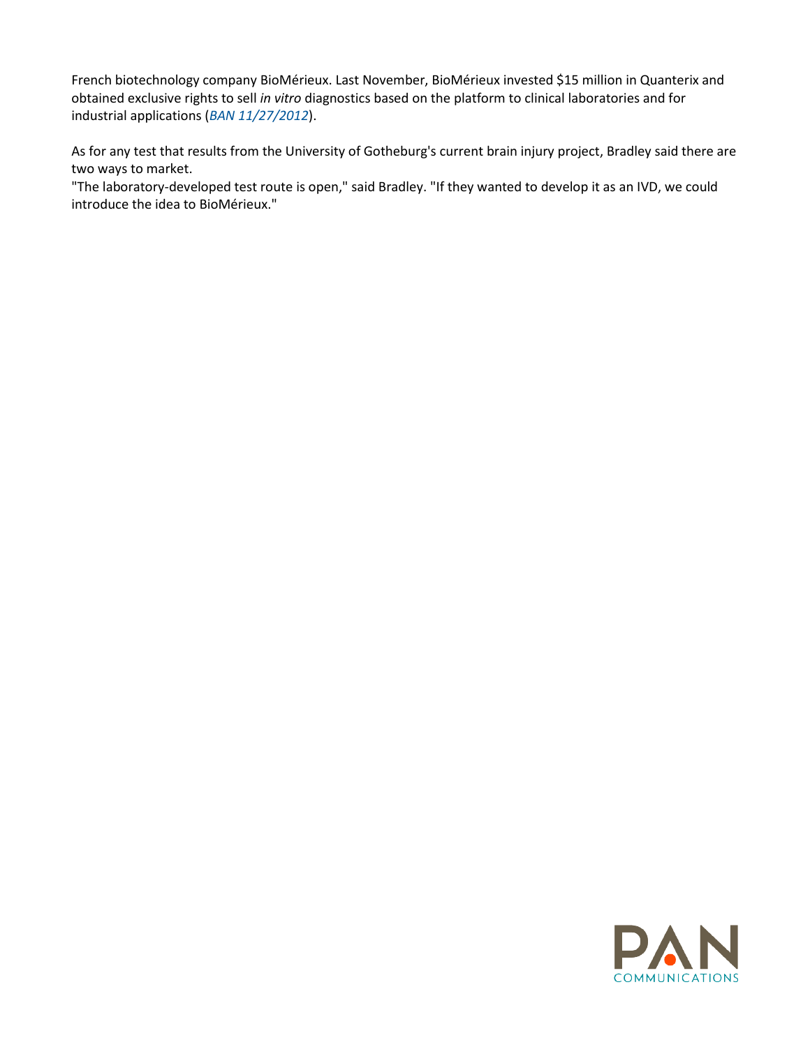French biotechnology company BioMérieux. Last November, BioMérieux invested $15 million in Quanterix and obtained exclusive rights to sell *in vitro* diagnostics based on the platform to clinical laboratories and for industrial applications (*BAN 11/27/2012*).

As for any test that results from the University of Gotheburg's current brain injury project, Bradley said there are two ways to market.

"The laboratory-developed test route is open," said Bradley. "If they wanted to develop it as an IVD, we could introduce the idea to BioMérieux."